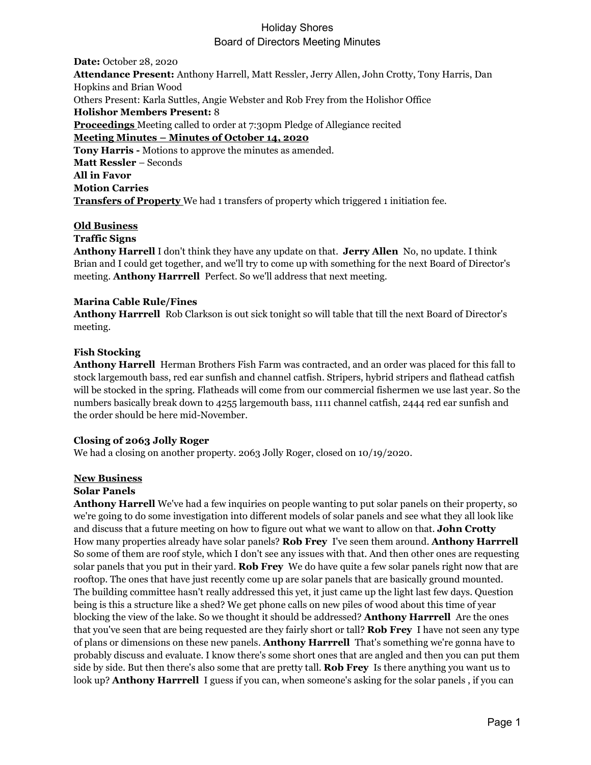# Holiday Shores

## Board of Directors Meeting Minutes

**Date:** October 28, 2020

**Attendance Present:** Anthony Harrell, Matt Ressler, Jerry Allen, John Crotty, Tony Harris, Dan Hopkins and Brian Wood

Others Present: Karla Suttles, Angie Webster and Rob Frey from the Holishor Office

**Holishor Members Present:** 8

**Proceedings** Meeting called to order at 7:30pm Pledge of Allegiance recited

**Meeting Minutes – Minutes of October 14, 2020**

**Tony Harris -** Motions to approve the minutes as amended.

**Matt Ressler** – Seconds

**All in Favor**

**Motion Carries**

**Transfers of Property** We had 1 transfers of property which triggered 1 initiation fee.

### Old Business

**Traffic Signs**

**Anthony Harrell** I don't think they have any update on that. **Jerry Allen** No, no update. I think Brian and I could get together, and we'll try to come up with something for the next Board of Director's meeting. **Anthony Harrrell** Perfect. So we'll address that next meeting.

**Marina Cable Rule/Fines**

**Anthony Harrrell** Rob Clarkson is out sick tonight so will table that till the next Board of Director's meeting.

**Fish Stocking**

**Anthony Harrell** Herman Brothers Fish Farm was contracted, and an order was placed for this fall to stock largemouth bass, red ear sunfish and channel catfish. Stripers, hybrid stripers and flathead catfish will be stocked in the spring. Flatheads will come from our commercial fishermen we use last year. So the numbers basically break down to 4255 largemouth bass, 1111 channel catfish, 2444 red ear sunfish and the order should be here mid-November.

**Closing of 2063 Jolly Roger**

We had a closing on another property. 2063 Jolly Roger, closed on 10/19/2020.

### New Business

**Solar Panels**

**Anthony Harrell** We've had a few inquiries on people wanting to put solar panels on their property, so we're going to do some investigation into different models of solar panels and see what they all look like and discuss that a future meeting on how to figure out what we want to allow on that. **John Crotty** How many properties already have solar panels? **Rob Frey** I've seen them around. **Anthony Harrrell** So some of them are roof style, which I don't see any issues with that. And then other ones are requesting solar panels that you put in their yard. **Rob Frey** We do have quite a few solar panels right now that are rooftop. The ones that have just recently come up are solar panels that are basically ground mounted. The building committee hasn't really addressed this yet, it just came up the light last few days. Question being is this a structure like a shed? We get phone calls on new piles of wood about this time of year blocking the view of the lake. So we thought it should be addressed? **Anthony Harrrell** Are the ones that you've seen that are being requested are they fairly short or tall? **Rob Frey** I have not seen any type of plans or dimensions on these new panels. **Anthony Harrrell** That's something we're gonna have to probably discuss and evaluate. I know there's some short ones that are angled and then you can put them side by side. But then there's also some that are pretty tall. **Rob Frey** Is there anything you want us to look up? **Anthony Harrrell** I guess if you can, when someone's asking for the solar panels , if you can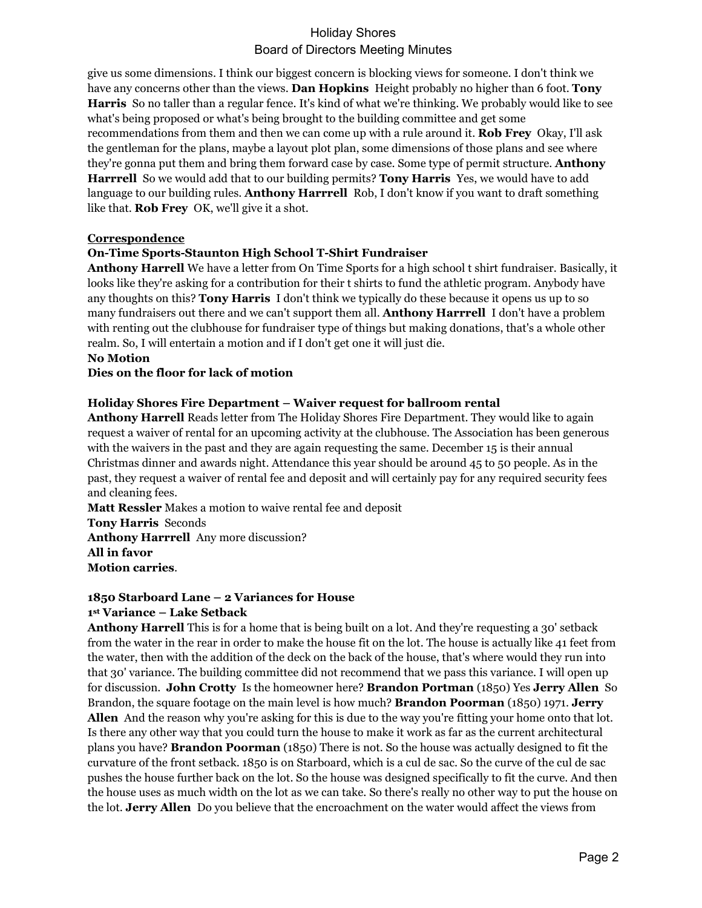give us some dimensions. I think our biggest concern is blocking views for someone. I don't think we have any concerns other than the views. **Dan Hopkins** Height probably no higher than 6 foot. **Tony Harris** So no taller than a regular fence. It's kind of what we're thinking. We probably would like to see what's being proposed or what's being brought to the building committee and get some recommendations from them and then we can come up with a rule around it. **Rob Frey** Okay, I'll ask the gentleman for the plans, maybe a layout plot plan, some dimensions of those plans and see where they're gonna put them and bring them forward case by case. Some type of permit structure. **Anthony Harrell** So we would add that to our building permits? **Tony Harris** Yes, we would have to add language to our building rules. **Anthony Harrrell** Rob, I don't know if you want to draft something like that. **Rob Frey** OK, we'll give it a shot.

**Correspondence**

**On-Time Sports-Staunton High School T-Shirt Fundraiser**

**Anthony Harrell** We have a letter from On Time Sports for a high school t shirt fundraiser. Basically, it looks like they're asking for a contribution for their t shirts to fund the athletic program. Anybody have any thoughts on this? **Tony Harris** I don't think we typically do these because it opens us up to so many fundraisers out there and we can't support them all. **Anthony Harrrell** I don't have a problem with renting out the clubhouse for fundraiser type of things but making donations, that's a whole other realm. So, I will entertain a motion and if I don't get one it will just die.

**No Motion**

**Dies on the floor for lack of motion**

**Holiday Shores Fire Department – Waiver request for ballroom rental**

**Anthony Harrell** Reads letter from The Holiday Shores Fire Department. They would like to again request a waiver of rental for an upcoming activity at the clubhouse. The Association has been generous with the waivers in the past and they are again requesting the same. December 15 is their annual Christmas dinner and awards night. Attendance this year should be around 45 to 50 people. As in the past, they request a waiver of rental fee and deposit and will certainly pay for any required security fees and cleaning fees.

**Matt Ressler** Makes a motion to waive rental fee and deposit

**Tony Harris** Seconds

**Anthony Harrrell** Any more discussion?

**All in favor**

**Motion carries**.

**1850 Starboard Lane – 2 Variances for House**

**1st Variance – Lake Setback**

**Anthony Harrell** This is for a home that is being built on a lot. And they're requesting a 30' setback from the water in the rear in order to make the house fit on the lot. The house is actually like 41 feet from the water, then with the addition of the deck on the back of the house, that's where would they run into that 30' variance. The building committee did not recommend that we pass this variance. I will open up for discussion. **John Crotty** Is the homeowner here? **Brandon Portman** (1850) Yes **Jerry Allen** So Brandon, the square footage on the main level is how much? **Brandon Poorman** (1850) 1971. **Jerry Allen** And the reason why you're asking for this is due to the way you're fitting your home onto that lot. Is there any other way that you could turn the house to make it work as far as the current architectural plans you have? **Brandon Poorman** (1850) There is not. So the house was actually designed to fit the curvature of the front setback. 1850 is on Starboard, which is a cul de sac. So the curve of the cul de sac pushes the house further back on the lot. So the house was designed specifically to fit the curve. And then the house uses as much width on the lot as we can take. So there's really no other way to put the house on the lot. **Jerry Allen** Do you believe that the encroachment on the water would affect the views from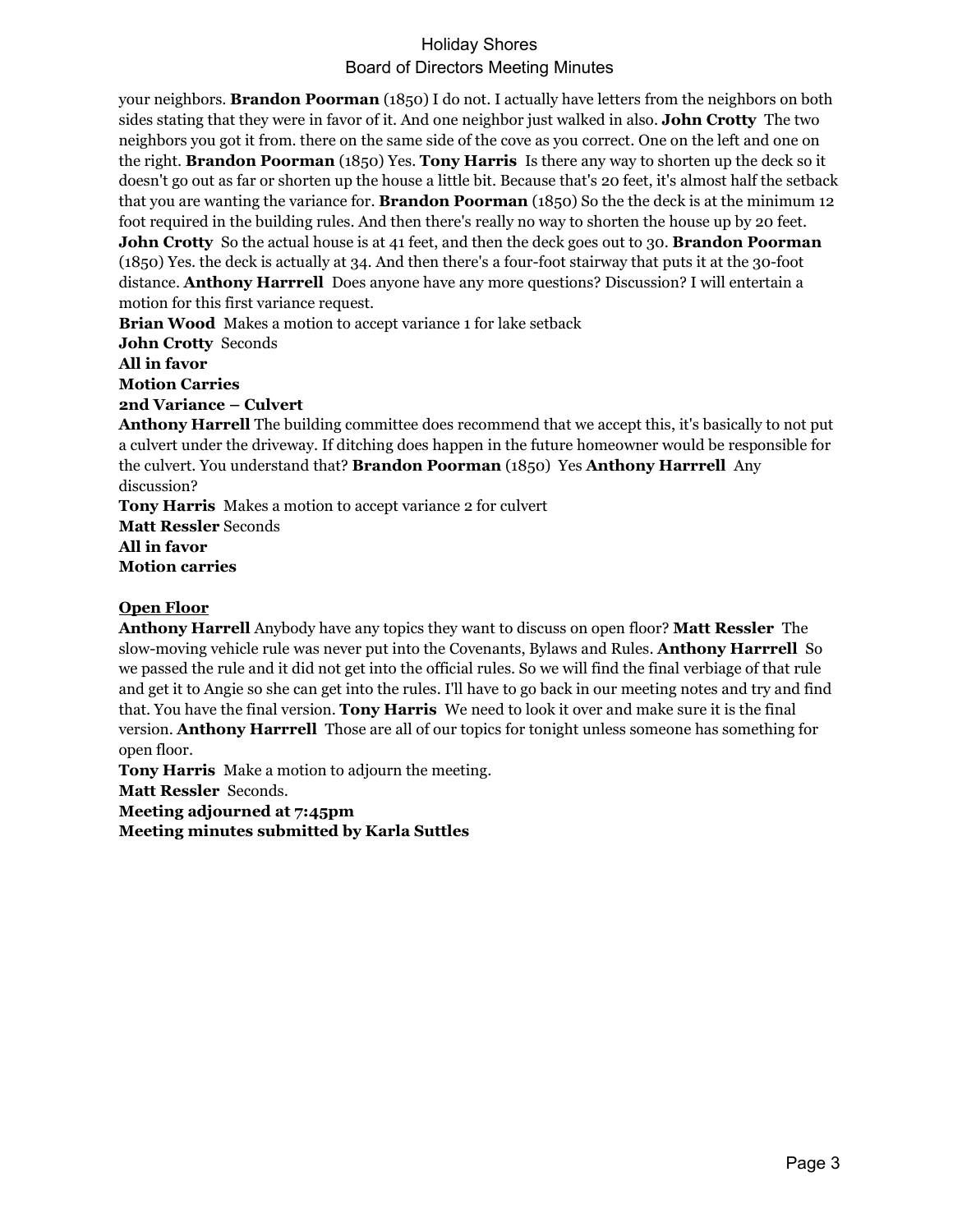your neighbors. **Brandon Poorman** (1850) I do not. I actually have letters from the neighbors on both sides stating that they were in favor of it. And one neighbor just walked in also. **John Crotty** The two neighbors you got it from. there on the same side of the cove as you correct. One on the left and one on the right. **Brandon Poorman** (1850) Yes. **Tony Harris** Is there any way to shorten up the deck so it doesn't go out as far or shorten up the house a little bit. Because that's 20 feet, it's almost half the setback that you are wanting the variance for. **Brandon Poorman** (1850) So the the deck is at the minimum 12 foot required in the building rules. And then there's really no way to shorten the house up by 20 feet. **John Crotty** So the actual house is at 41 feet, and then the deck goes out to 30. **Brandon Poorman** (1850) Yes. the deck is actually at 34. And then there's a four-foot stairway that puts it at the 30-foot distance. **Anthony Harrell** Does anyone have any more questions? Discussion? I will entertain a motion for this first variance request.

**Brian Wood** Makes a motion to accept variance 1 for lake setback
**John Crotty** Seconds
**All in favor**
**Motion Carries**
**2nd Variance – Culvert**
**Anthony Harrell** The building committee does recommend that we accept this, it's basically to not put a culvert under the driveway. If ditching does happen in the future homeowner would be responsible for the culvert. You understand that? **Brandon Poorman** (1850) Yes **Anthony Harrrell** Any discussion?
**Tony Harris** Makes a motion to accept variance 2 for culvert
**Matt Ressler** Seconds
**All in favor**
**Motion carries**

**Open Floor**

**Anthony Harrell** Anybody have any topics they want to discuss on open floor? **Matt Ressler** The slow-moving vehicle rule was never put into the Covenants, Bylaws and Rules. **Anthony Harrrell** So we passed the rule and it did not get into the official rules. So we will find the final verbiage of that rule and get it to Angie so she can get into the rules. I'll have to go back in our meeting notes and try and find that. You have the final version. **Tony Harris** We need to look it over and make sure it is the final version. **Anthony Harrrell** Those are all of our topics for tonight unless someone has something for open floor.
**Tony Harris** Make a motion to adjourn the meeting.
**Matt Ressler** Seconds.
**Meeting adjourned at 7:45pm**
**Meeting minutes submitted by Karla Suttles**